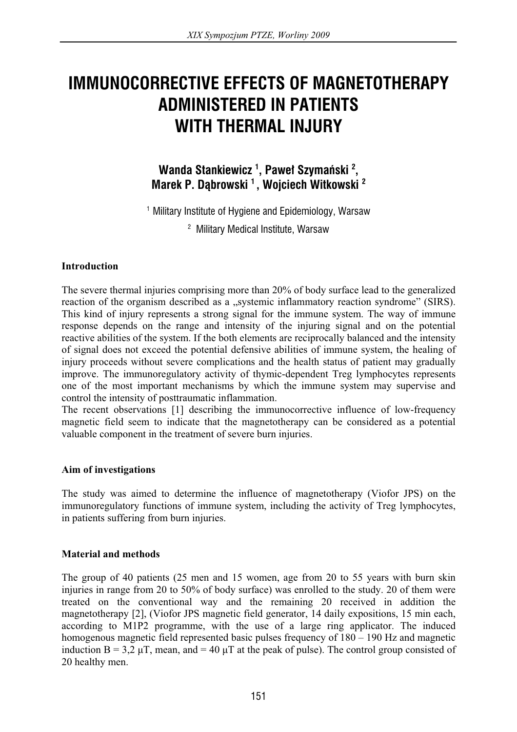# IMMUNOCORRECTIVE EFFECTS OF MAGNETOTHERAPY ADMINISTERED IN PATIENTS WITH THERMAL INJURY

**Wanda Stankiewicz [1], Paweł Szymański [2], Marek P. Dąbrowski [1], Wojciech Witkowski [2]**

[1] Military Institute of Hygiene and Epidemiology, Warsaw

[2] Military Medical Institute, Warsaw

## Introduction

The severe thermal injuries comprising more than 20% of body surface lead to the generalized reaction of the organism described as a „systemic inflammatory reaction syndrome" (SIRS). This kind of injury represents a strong signal for the immune system. The way of immune response depends on the range and intensity of the injuring signal and on the potential reactive abilities of the system. If the both elements are reciprocally balanced and the intensity of signal does not exceed the potential defensive abilities of immune system, the healing of injury proceeds without severe complications and the health status of patient may gradually improve. The immunoregulatory activity of thymic-dependent Treg lymphocytes represents one of the most important mechanisms by which the immune system may supervise and control the intensity of posttraumatic inflammation.

The recent observations [1] describing the immunocorrective influence of low-frequency magnetic field seem to indicate that the magnetotherapy can be considered as a potential valuable component in the treatment of severe burn injuries.

## Aim of investigations

The study was aimed to determine the influence of magnetotherapy (Viofor JPS) on the immunoregulatory functions of immune system, including the activity of Treg lymphocytes, in patients suffering from burn injuries.

## Material and methods

The group of 40 patients (25 men and 15 women, age from 20 to 55 years with burn skin injuries in range from 20 to 50% of body surface) was enrolled to the study. 20 of them were treated on the conventional way and the remaining 20 received in addition the magnetotherapy [2], (Viofor JPS magnetic field generator, 14 daily expositions, 15 min each, according to M1P2 programme, with the use of a large ring applicator. The induced homogenous magnetic field represented basic pulses frequency of 180 – 190 Hz and magnetic induction $B = 3{,}2\ \mu T$, mean, and $= 40\ \mu T$ at the peak of pulse). The control group consisted of 20 healthy men.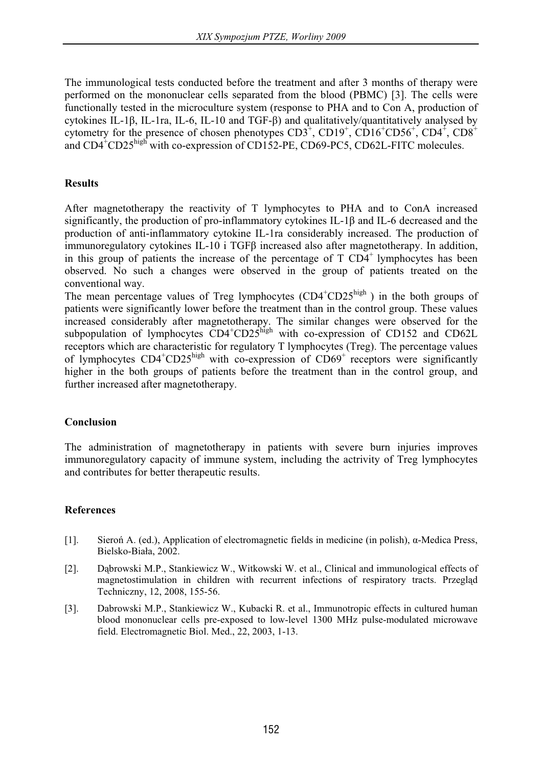The immunological tests conducted before the treatment and after 3 months of therapy were performed on the mononuclear cells separated from the blood (PBMC) [3]. The cells were functionally tested in the microculture system (response to PHA and to Con A, production of cytokines IL-1β, IL-1ra, IL-6, IL-10 and TGF-β) and qualitatively/quantitatively analysed by cytometry for the presence of chosen phenotypes $CD3^+$, $CD19^+$, $CD16^+CD56^+$, $CD4^+$, $CD8^+$ and $CD4^+CD25^{high}$ with co-expression of CD152-PE, CD69-PC5, CD62L-FITC molecules.

## Results

After magnetotherapy the reactivity of T lymphocytes to PHA and to ConA increased significantly, the production of pro-inflammatory cytokines IL-1β and IL-6 decreased and the production of anti-inflammatory cytokine IL-1ra considerably increased. The production of immunoregulatory cytokines IL-10 i TGFβ increased also after magnetotherapy. In addition, in this group of patients the increase of the percentage of T $CD4^+$ lymphocytes has been observed. No such a changes were observed in the group of patients treated on the conventional way.

The mean percentage values of Treg lymphocytes ($CD4^+CD25^{high}$ ) in the both groups of patients were significantly lower before the treatment than in the control group. These values increased considerably after magnetotherapy. The similar changes were observed for the subpopulation of lymphocytes $CD4^+CD25^{high}$ with co-expression of CD152 and CD62L receptors which are characteristic for regulatory T lymphocytes (Treg). The percentage values of lymphocytes $CD4^+CD25^{high}$ with co-expression of $CD69^+$ receptors were significantly higher in the both groups of patients before the treatment than in the control group, and further increased after magnetotherapy.

## Conclusion

The administration of magnetotherapy in patients with severe burn injuries improves immunoregulatory capacity of immune system, including the actrivity of Treg lymphocytes and contributes for better therapeutic results.

## References

[1]. Sieroń A. (ed.), Application of electromagnetic fields in medicine (in polish), α-Medica Press, Bielsko-Biała, 2002.

[2]. Dąbrowski M.P., Stankiewicz W., Witkowski W. et al., Clinical and immunological effects of magnetostimulation in children with recurrent infections of respiratory tracts. Przegląd Techniczny, 12, 2008, 155-56.

[3]. Dabrowski M.P., Stankiewicz W., Kubacki R. et al., Immunotropic effects in cultured human blood mononuclear cells pre-exposed to low-level 1300 MHz pulse-modulated microwave field. Electromagnetic Biol. Med., 22, 2003, 1-13.